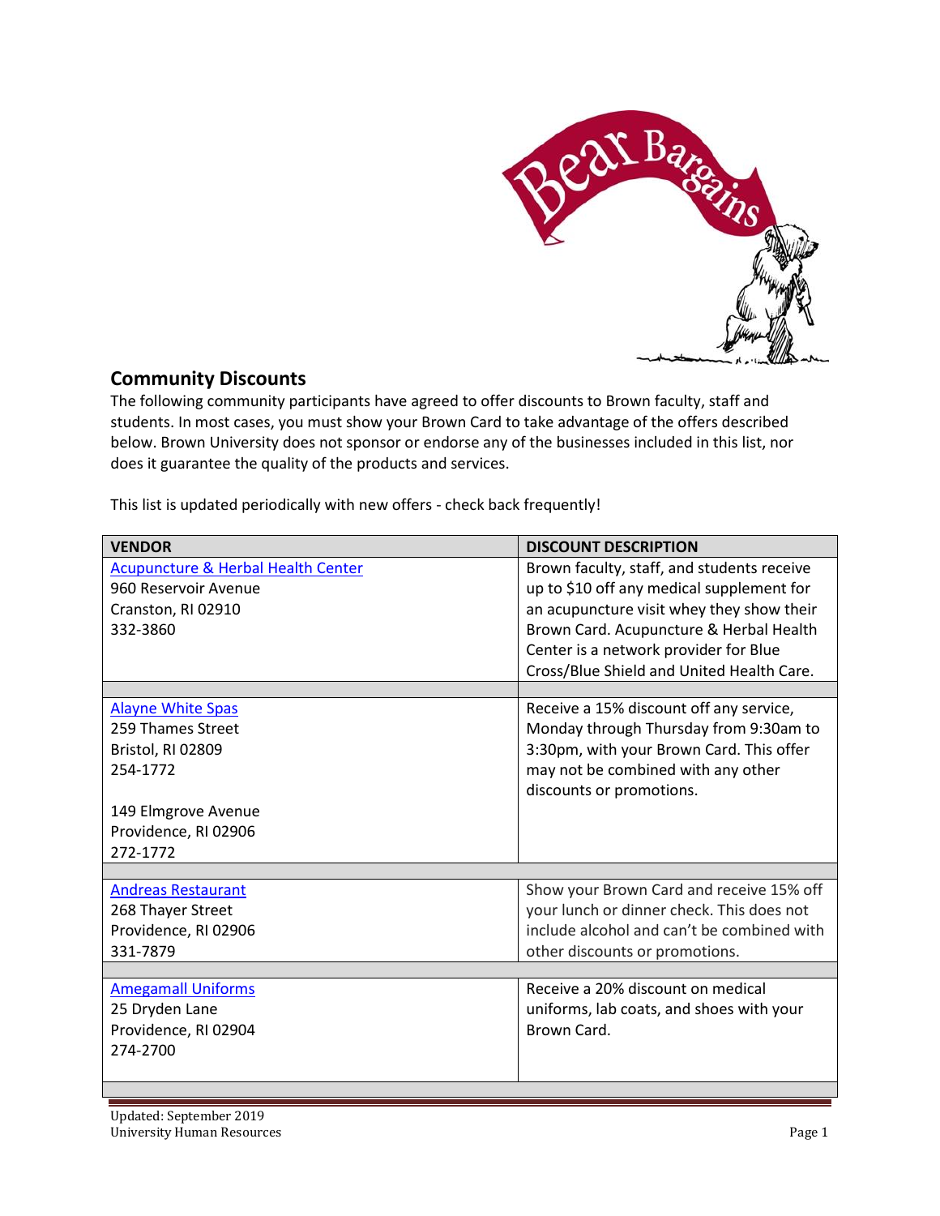## Community Discounts

The following community participants have agreed to offer discounts to Brown faculty, staff and students. In most cases, you must show your Brown Card to take advantage of the offers described below. Brown University does not sponsor or endorse any of the businesses included in this list, nor does it guarantee the quality of the products and services.

This list is updated periodically with new offers - check back frequently!

| VENDOR | DISCOUNT DESCRIPTION |
|---|---|
| Acupuncture & Herbal Health Center<br>960 Reservoir Avenue<br>Cranston, RI 02910<br>332-3860 | Brown faculty, staff, and students receive up to $10 off any medical supplement for an acupuncture visit whey they show their Brown Card. Acupuncture & Herbal Health Center is a network provider for Blue Cross/Blue Shield and United Health Care. |
| Alayne White Spas<br>259 Thames Street<br>Bristol, RI 02809<br>254-1772<br><br>149 Elmgrove Avenue<br>Providence, RI 02906<br>272-1772 | Receive a 15% discount off any service, Monday through Thursday from 9:30am to 3:30pm, with your Brown Card. This offer may not be combined with any other discounts or promotions. |
| Andreas Restaurant<br>268 Thayer Street<br>Providence, RI 02906<br>331-7879 | Show your Brown Card and receive 15% off your lunch or dinner check. This does not include alcohol and can't be combined with other discounts or promotions. |
| Amegamall Uniforms<br>25 Dryden Lane<br>Providence, RI 02904<br>274-2700 | Receive a 20% discount on medical uniforms, lab coats, and shoes with your Brown Card. |

Updated: September 2019
University Human Resources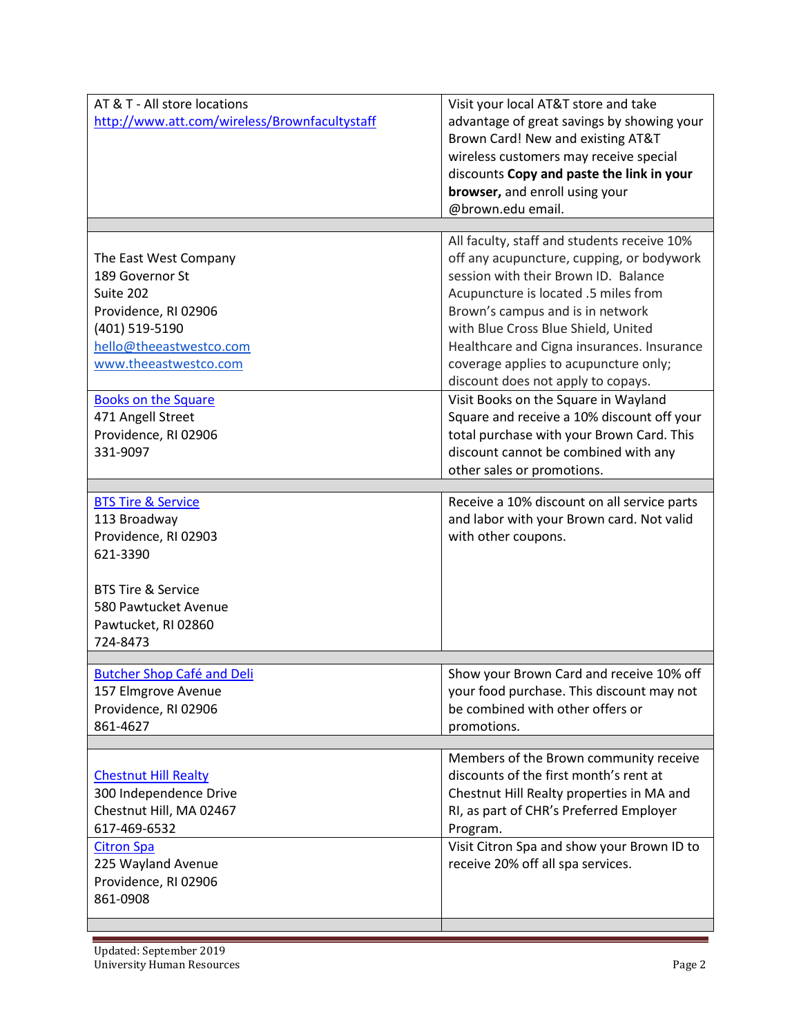| | |
|---|---|
| AT & T - All store locations<br>[http://www.att.com/wireless/Brownfacultystaff](http://www.att.com/wireless/Brownfacultystaff) | Visit your local AT&T store and take advantage of great savings by showing your Brown Card! New and existing AT&T wireless customers may receive special discounts **Copy and paste the link in your browser,** and enroll using your @brown.edu email. |
| | |
| The East West Company<br>189 Governor St<br>Suite 202<br>Providence, RI 02906<br>(401) 519-5190<br>[hello@theeastwestco.com](mailto:hello@theeastwestco.com)<br>[www.theeastwestco.com](http://www.theeastwestco.com) | All faculty, staff and students receive 10% off any acupuncture, cupping, or bodywork session with their Brown ID. Balance Acupuncture is located .5 miles from Brown's campus and is in network with Blue Cross Blue Shield, United Healthcare and Cigna insurances. Insurance coverage applies to acupuncture only; discount does not apply to copays. |
| [Books on the Square]()<br>471 Angell Street<br>Providence, RI 02906<br>331-9097 | Visit Books on the Square in Wayland Square and receive a 10% discount off your total purchase with your Brown Card. This discount cannot be combined with any other sales or promotions. |
| | |
| [BTS Tire & Service]()<br>113 Broadway<br>Providence, RI 02903<br>621-3390<br><br>BTS Tire & Service<br>580 Pawtucket Avenue<br>Pawtucket, RI 02860<br>724-8473 | Receive a 10% discount on all service parts and labor with your Brown card. Not valid with other coupons. |
| | |
| [Butcher Shop Café and Deli]()<br>157 Elmgrove Avenue<br>Providence, RI 02906<br>861-4627 | Show your Brown Card and receive 10% off your food purchase. This discount may not be combined with other offers or promotions. |
| | |
| [Chestnut Hill Realty]()<br>300 Independence Drive<br>Chestnut Hill, MA 02467<br>617-469-6532 | Members of the Brown community receive discounts of the first month's rent at Chestnut Hill Realty properties in MA and RI, as part of CHR's Preferred Employer Program. |
| [Citron Spa]()<br>225 Wayland Avenue<br>Providence, RI 02906<br>861-0908 | Visit Citron Spa and show your Brown ID to receive 20% off all spa services. |
| | |

Updated: September 2019
University Human Resources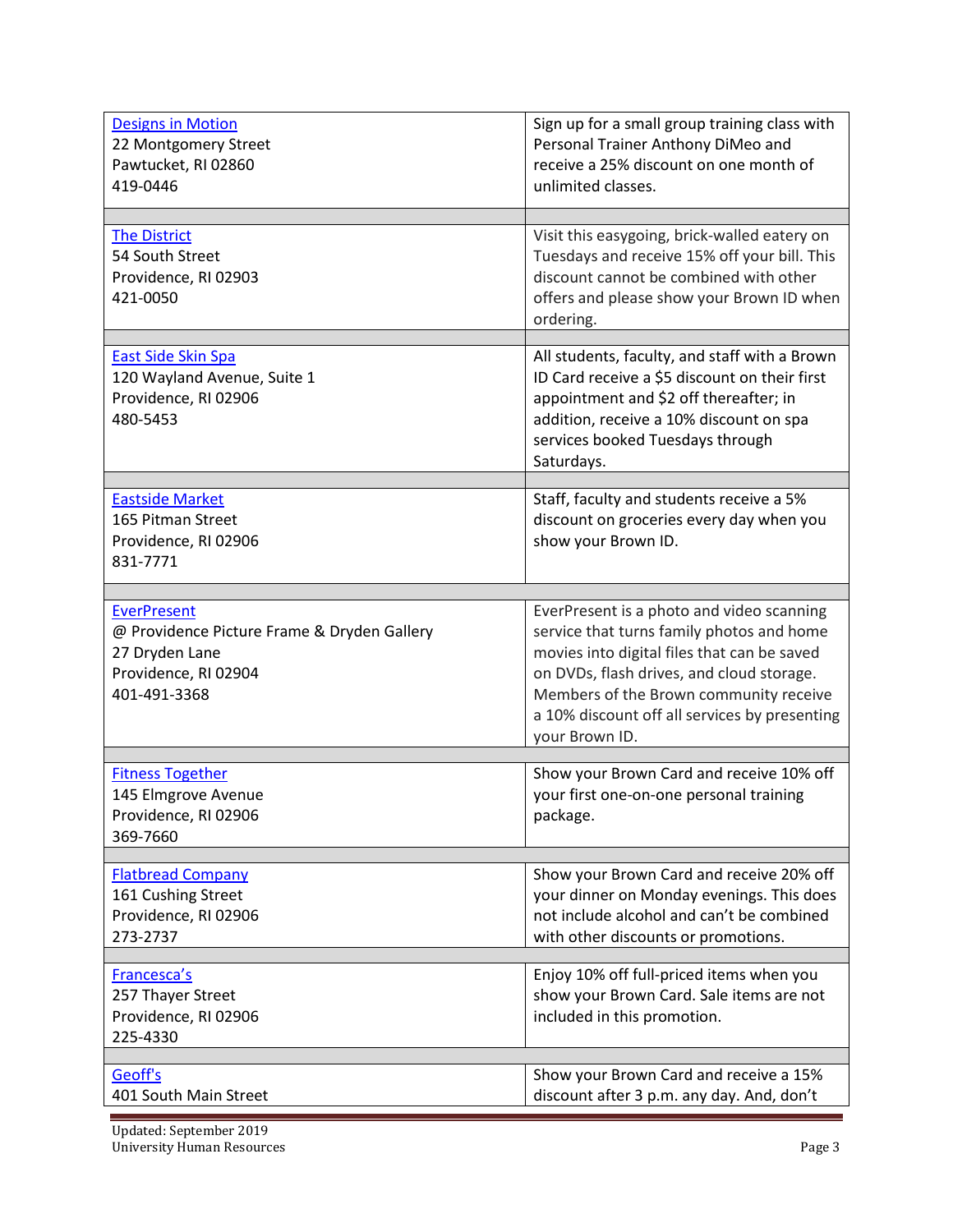| | |
|---|---|
| [Designs in Motion](#)<br>22 Montgomery Street<br>Pawtucket, RI 02860<br>419-0446 | Sign up for a small group training class with Personal Trainer Anthony DiMeo and receive a 25% discount on one month of unlimited classes. |
| | |
| [The District](#)<br>54 South Street<br>Providence, RI 02903<br>421-0050 | Visit this easygoing, brick-walled eatery on Tuesdays and receive 15% off your bill. This discount cannot be combined with other offers and please show your Brown ID when ordering. |
| | |
| [East Side Skin Spa](#)<br>120 Wayland Avenue, Suite 1<br>Providence, RI 02906<br>480-5453 | All students, faculty, and staff with a Brown ID Card receive a $5 discount on their first appointment and $2 off thereafter; in addition, receive a 10% discount on spa services booked Tuesdays through Saturdays. |
| | |
| [Eastside Market](#)<br>165 Pitman Street<br>Providence, RI 02906<br>831-7771 | Staff, faculty and students receive a 5% discount on groceries every day when you show your Brown ID. |
| | |
| [EverPresent](#)<br>@ Providence Picture Frame & Dryden Gallery<br>27 Dryden Lane<br>Providence, RI 02904<br>401-491-3368 | EverPresent is a photo and video scanning service that turns family photos and home movies into digital files that can be saved on DVDs, flash drives, and cloud storage. Members of the Brown community receive a 10% discount off all services by presenting your Brown ID. |
| | |
| [Fitness Together](#)<br>145 Elmgrove Avenue<br>Providence, RI 02906<br>369-7660 | Show your Brown Card and receive 10% off your first one-on-one personal training package. |
| | |
| [Flatbread Company](#)<br>161 Cushing Street<br>Providence, RI 02906<br>273-2737 | Show your Brown Card and receive 20% off your dinner on Monday evenings. This does not include alcohol and can't be combined with other discounts or promotions. |
| | |
| [Francesca's](#)<br>257 Thayer Street<br>Providence, RI 02906<br>225-4330 | Enjoy 10% off full-priced items when you show your Brown Card. Sale items are not included in this promotion. |
| | |
| [Geoff's](#)<br>401 South Main Street | Show your Brown Card and receive a 15% discount after 3 p.m. any day. And, don't |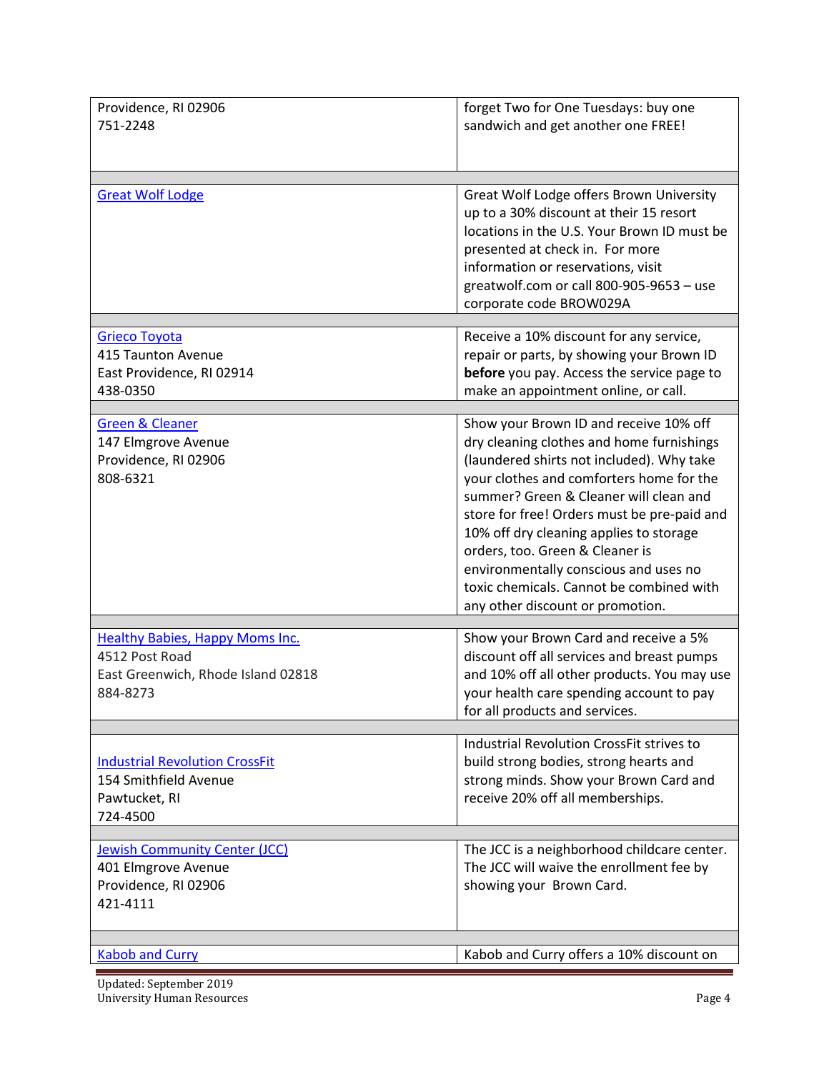| | |
|---|---|
| Providence, RI 02906<br>751-2248 | forget Two for One Tuesdays: buy one sandwich and get another one FREE! |
| [Great Wolf Lodge] | Great Wolf Lodge offers Brown University up to a 30% discount at their 15 resort locations in the U.S. Your Brown ID must be presented at check in. For more information or reservations, visit greatwolf.com or call 800-905-9653 – use corporate code BROW029A |
| [Grieco Toyota]<br>415 Taunton Avenue<br>East Providence, RI 02914<br>438-0350 | Receive a 10% discount for any service, repair or parts, by showing your Brown ID **before** you pay. Access the service page to make an appointment online, or call. |
| [Green & Cleaner]<br>147 Elmgrove Avenue<br>Providence, RI 02906<br>808-6321 | Show your Brown ID and receive 10% off dry cleaning clothes and home furnishings (laundered shirts not included). Why take your clothes and comforters home for the summer? Green & Cleaner will clean and store for free! Orders must be pre-paid and 10% off dry cleaning applies to storage orders, too. Green & Cleaner is environmentally conscious and uses no toxic chemicals. Cannot be combined with any other discount or promotion. |
| [Healthy Babies, Happy Moms Inc.]<br>4512 Post Road<br>East Greenwich, Rhode Island 02818<br>884-8273 | Show your Brown Card and receive a 5% discount off all services and breast pumps and 10% off all other products. You may use your health care spending account to pay for all products and services. |
| [Industrial Revolution CrossFit]<br>154 Smithfield Avenue<br>Pawtucket, RI<br>724-4500 | Industrial Revolution CrossFit strives to build strong bodies, strong hearts and strong minds. Show your Brown Card and receive 20% off all memberships. |
| [Jewish Community Center (JCC)]<br>401 Elmgrove Avenue<br>Providence, RI 02906<br>421-4111 | The JCC is a neighborhood childcare center. The JCC will waive the enrollment fee by showing your Brown Card. |
| [Kabob and Curry] | Kabob and Curry offers a 10% discount on |

Updated: September 2019
University Human Resources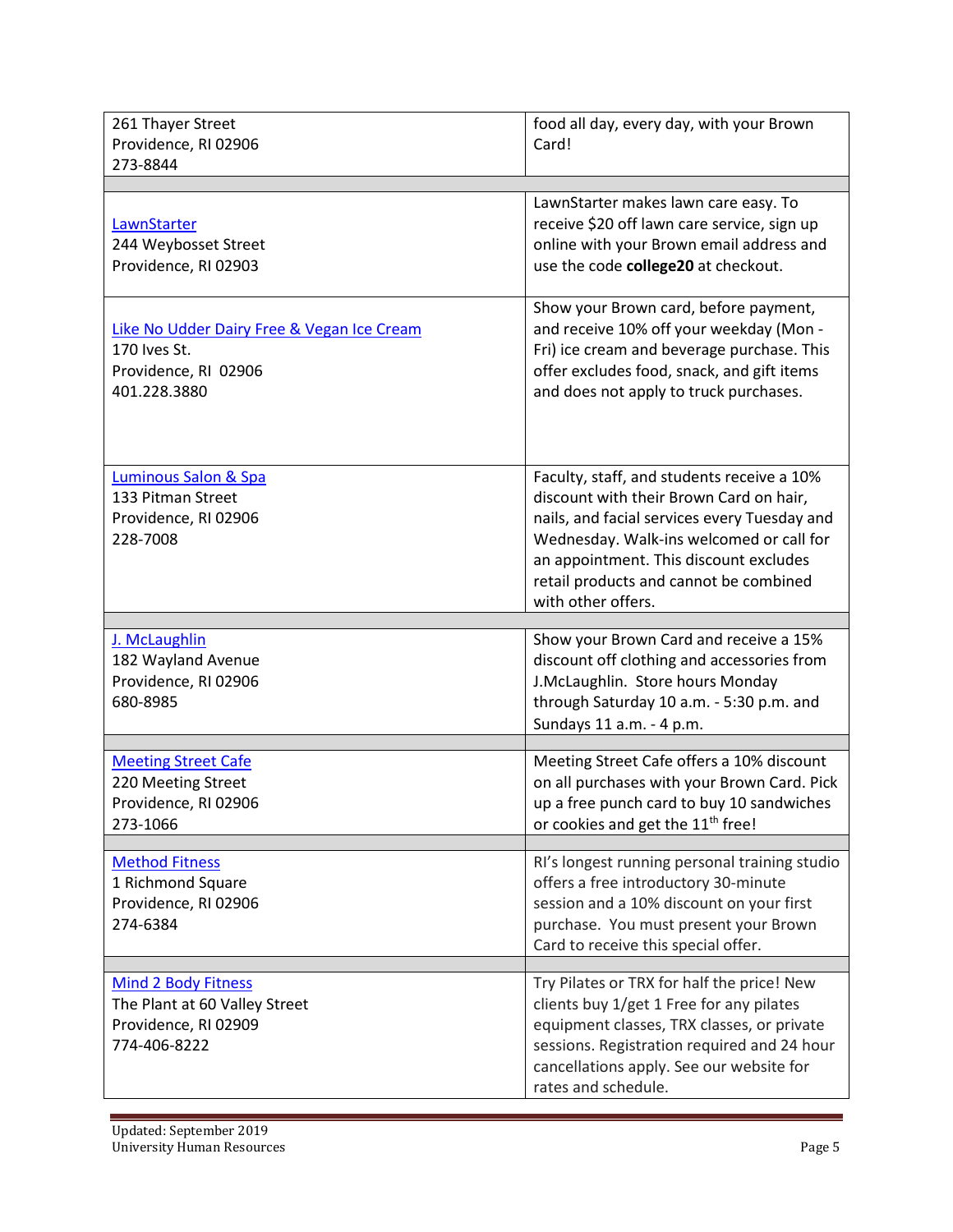| | |
|---|---|
| 261 Thayer Street<br>Providence, RI 02906<br>273-8844 | food all day, every day, with your Brown Card! |
| LawnStarter<br>244 Weybosset Street<br>Providence, RI 02903 | LawnStarter makes lawn care easy. To receive $20 off lawn care service, sign up online with your Brown email address and use the code **college20** at checkout. |
| Like No Udder Dairy Free & Vegan Ice Cream<br>170 Ives St.<br>Providence, RI 02906<br>401.228.3880 | Show your Brown card, before payment, and receive 10% off your weekday (Mon - Fri) ice cream and beverage purchase. This offer excludes food, snack, and gift items and does not apply to truck purchases. |
| Luminous Salon & Spa<br>133 Pitman Street<br>Providence, RI 02906<br>228-7008 | Faculty, staff, and students receive a 10% discount with their Brown Card on hair, nails, and facial services every Tuesday and Wednesday. Walk-ins welcomed or call for an appointment. This discount excludes retail products and cannot be combined with other offers. |
| J. McLaughlin<br>182 Wayland Avenue<br>Providence, RI 02906<br>680-8985 | Show your Brown Card and receive a 15% discount off clothing and accessories from J.McLaughlin. Store hours Monday through Saturday 10 a.m. - 5:30 p.m. and Sundays 11 a.m. - 4 p.m. |
| Meeting Street Cafe<br>220 Meeting Street<br>Providence, RI 02906<br>273-1066 | Meeting Street Cafe offers a 10% discount on all purchases with your Brown Card. Pick up a free punch card to buy 10 sandwiches or cookies and get the 11th free! |
| Method Fitness<br>1 Richmond Square<br>Providence, RI 02906<br>274-6384 | RI's longest running personal training studio offers a free introductory 30-minute session and a 10% discount on your first purchase. You must present your Brown Card to receive this special offer. |
| Mind 2 Body Fitness<br>The Plant at 60 Valley Street<br>Providence, RI 02909<br>774-406-8222 | Try Pilates or TRX for half the price! New clients buy 1/get 1 Free for any pilates equipment classes, TRX classes, or private sessions. Registration required and 24 hour cancellations apply. See our website for rates and schedule. |

Updated: September 2019
University Human Resources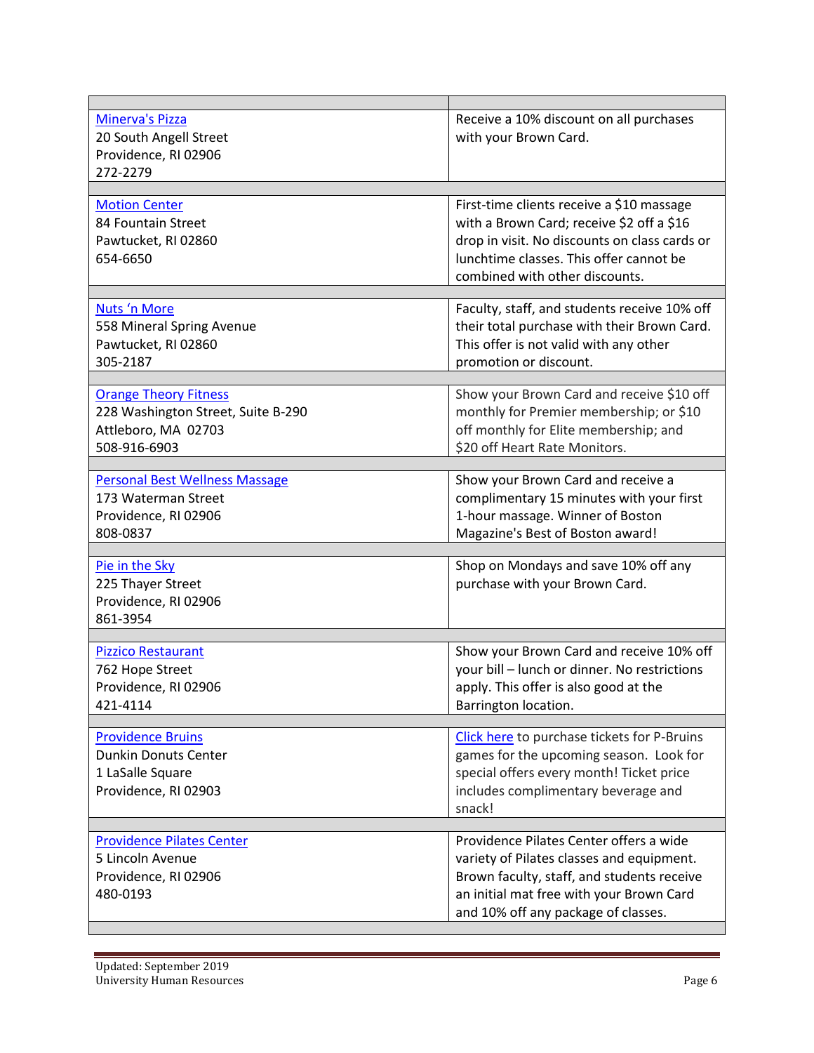| Vendor | Discount |
|---|---|
| Minerva's Pizza<br>20 South Angell Street<br>Providence, RI 02906<br>272-2279 | Receive a 10% discount on all purchases with your Brown Card. |
| Motion Center<br>84 Fountain Street<br>Pawtucket, RI 02860<br>654-6650 | First-time clients receive a $10 massage with a Brown Card; receive $2 off a $16 drop in visit. No discounts on class cards or lunchtime classes. This offer cannot be combined with other discounts. |
| Nuts 'n More<br>558 Mineral Spring Avenue<br>Pawtucket, RI 02860<br>305-2187 | Faculty, staff, and students receive 10% off their total purchase with their Brown Card. This offer is not valid with any other promotion or discount. |
| Orange Theory Fitness<br>228 Washington Street, Suite B-290<br>Attleboro, MA 02703<br>508-916-6903 | Show your Brown Card and receive $10 off monthly for Premier membership; or $10 off monthly for Elite membership; and $20 off Heart Rate Monitors. |
| Personal Best Wellness Massage<br>173 Waterman Street<br>Providence, RI 02906<br>808-0837 | Show your Brown Card and receive a complimentary 15 minutes with your first 1-hour massage. Winner of Boston Magazine's Best of Boston award! |
| Pie in the Sky<br>225 Thayer Street<br>Providence, RI 02906<br>861-3954 | Shop on Mondays and save 10% off any purchase with your Brown Card. |
| Pizzico Restaurant<br>762 Hope Street<br>Providence, RI 02906<br>421-4114 | Show your Brown Card and receive 10% off your bill – lunch or dinner. No restrictions apply. This offer is also good at the Barrington location. |
| Providence Bruins<br>Dunkin Donuts Center<br>1 LaSalle Square<br>Providence, RI 02903 | Click here to purchase tickets for P-Bruins games for the upcoming season. Look for special offers every month! Ticket price includes complimentary beverage and snack! |
| Providence Pilates Center<br>5 Lincoln Avenue<br>Providence, RI 02906<br>480-0193 | Providence Pilates Center offers a wide variety of Pilates classes and equipment. Brown faculty, staff, and students receive an initial mat free with your Brown Card and 10% off any package of classes. |

Updated: September 2019
University Human Resources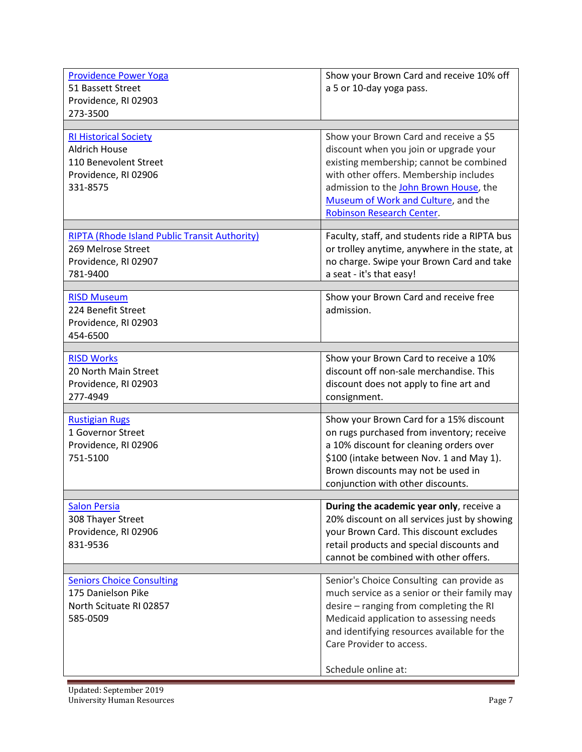| | |
|---|---|
| Providence Power Yoga<br>51 Bassett Street<br>Providence, RI 02903<br>273-3500 | Show your Brown Card and receive 10% off a 5 or 10-day yoga pass. |
| RI Historical Society<br>Aldrich House<br>110 Benevolent Street<br>Providence, RI 02906<br>331-8575 | Show your Brown Card and receive a $5 discount when you join or upgrade your existing membership; cannot be combined with other offers. Membership includes admission to the John Brown House, the Museum of Work and Culture, and the Robinson Research Center. |
| RIPTA (Rhode Island Public Transit Authority)<br>269 Melrose Street<br>Providence, RI 02907<br>781-9400 | Faculty, staff, and students ride a RIPTA bus or trolley anytime, anywhere in the state, at no charge. Swipe your Brown Card and take a seat - it's that easy! |
| RISD Museum<br>224 Benefit Street<br>Providence, RI 02903<br>454-6500 | Show your Brown Card and receive free admission. |
| RISD Works<br>20 North Main Street<br>Providence, RI 02903<br>277-4949 | Show your Brown Card to receive a 10% discount off non-sale merchandise. This discount does not apply to fine art and consignment. |
| Rustigian Rugs<br>1 Governor Street<br>Providence, RI 02906<br>751-5100 | Show your Brown Card for a 15% discount on rugs purchased from inventory; receive a 10% discount for cleaning orders over $100 (intake between Nov. 1 and May 1). Brown discounts may not be used in conjunction with other discounts. |
| Salon Persia<br>308 Thayer Street<br>Providence, RI 02906<br>831-9536 | **During the academic year only**, receive a 20% discount on all services just by showing your Brown Card. This discount excludes retail products and special discounts and cannot be combined with other offers. |
| Seniors Choice Consulting<br>175 Danielson Pike<br>North Scituate RI 02857<br>585-0509 | Senior's Choice Consulting can provide as much service as a senior or their family may desire – ranging from completing the RI Medicaid application to assessing needs and identifying resources available for the Care Provider to access.<br><br>Schedule online at: |

Updated: September 2019
University Human Resources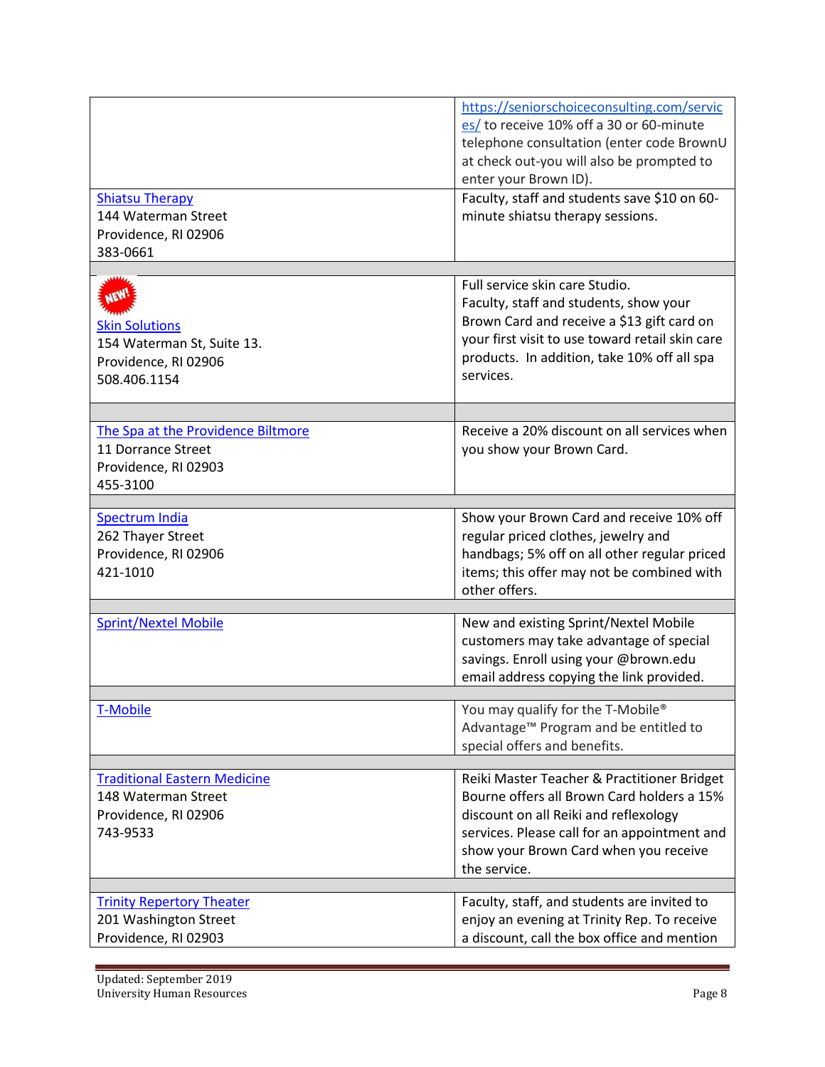| | |
|---|---|
| | https://seniorschoiceconsulting.com/services/ to receive 10% off a 30 or 60-minute telephone consultation (enter code BrownU at check out-you will also be prompted to enter your Brown ID). |
| Shiatsu Therapy<br>144 Waterman Street<br>Providence, RI 02906<br>383-0661 | Faculty, staff and students save $10 on 60-minute shiatsu therapy sessions. |
| NEW!<br>Skin Solutions<br>154 Waterman St, Suite 13.<br>Providence, RI 02906<br>508.406.1154 | Full service skin care Studio.<br>Faculty, staff and students, show your Brown Card and receive a $13 gift card on your first visit to use toward retail skin care products. In addition, take 10% off all spa services. |
| The Spa at the Providence Biltmore<br>11 Dorrance Street<br>Providence, RI 02903<br>455-3100 | Receive a 20% discount on all services when you show your Brown Card. |
| Spectrum India<br>262 Thayer Street<br>Providence, RI 02906<br>421-1010 | Show your Brown Card and receive 10% off regular priced clothes, jewelry and handbags; 5% off on all other regular priced items; this offer may not be combined with other offers. |
| Sprint/Nextel Mobile | New and existing Sprint/Nextel Mobile customers may take advantage of special savings. Enroll using your @brown.edu email address copying the link provided. |
| T-Mobile | You may qualify for the T-Mobile® Advantage™ Program and be entitled to special offers and benefits. |
| Traditional Eastern Medicine<br>148 Waterman Street<br>Providence, RI 02906<br>743-9533 | Reiki Master Teacher & Practitioner Bridget Bourne offers all Brown Card holders a 15% discount on all Reiki and reflexology services. Please call for an appointment and show your Brown Card when you receive the service. |
| Trinity Repertory Theater<br>201 Washington Street<br>Providence, RI 02903 | Faculty, staff, and students are invited to enjoy an evening at Trinity Rep. To receive a discount, call the box office and mention |

Updated: September 2019
University Human Resources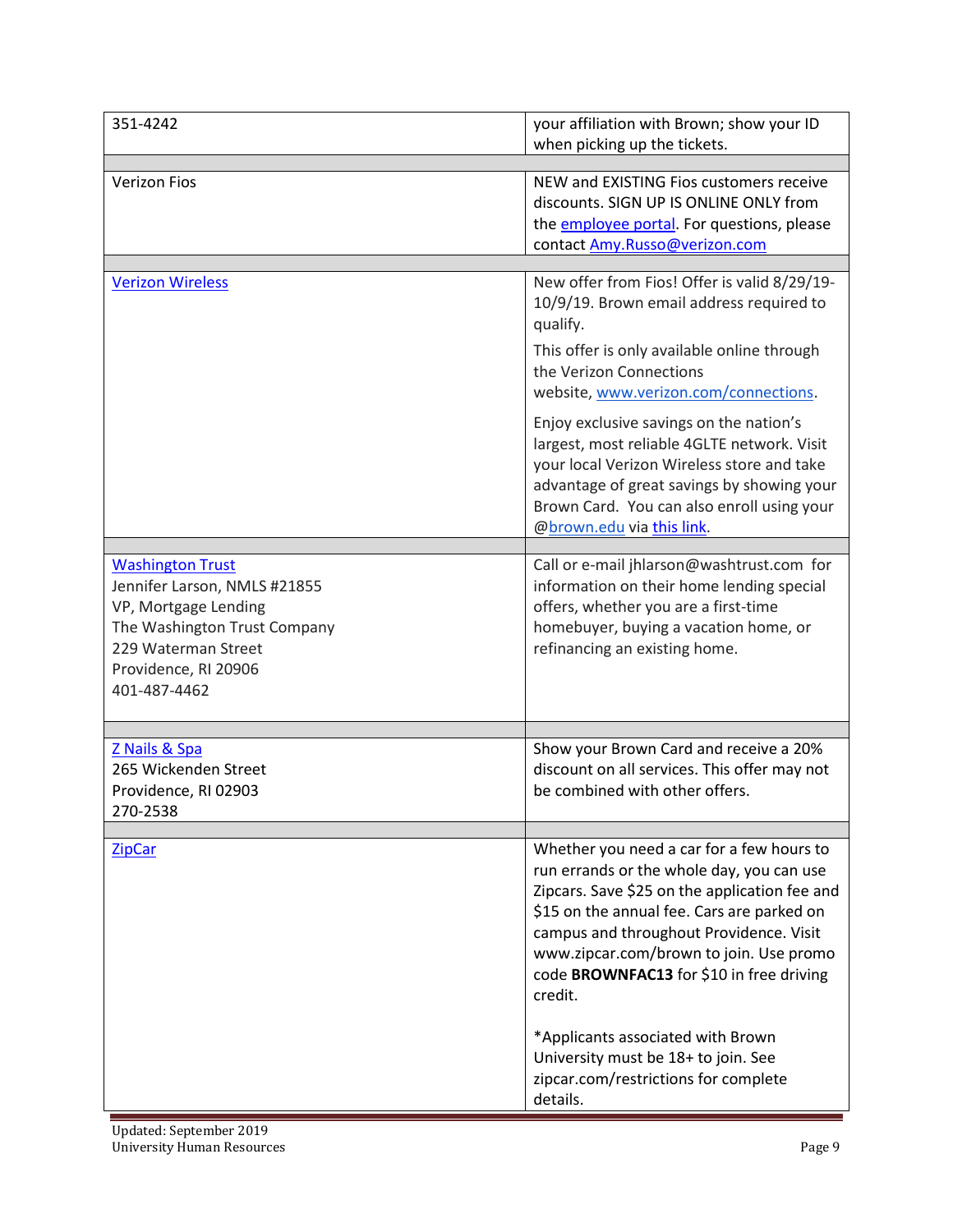| | |
|---|---|
| 351-4242 | your affiliation with Brown; show your ID when picking up the tickets. |
| | |
| Verizon Fios | NEW and EXISTING Fios customers receive discounts. SIGN UP IS ONLINE ONLY from the employee portal. For questions, please contact Amy.Russo@verizon.com |
| | |
| Verizon Wireless | New offer from Fios! Offer is valid 8/29/19-10/9/19. Brown email address required to qualify.<br>This offer is only available online through the Verizon Connections website, www.verizon.com/connections.<br>Enjoy exclusive savings on the nation's largest, most reliable 4GLTE network. Visit your local Verizon Wireless store and take advantage of great savings by showing your Brown Card. You can also enroll using your @brown.edu via this link. |
| | |
| Washington Trust<br>Jennifer Larson, NMLS #21855<br>VP, Mortgage Lending<br>The Washington Trust Company<br>229 Waterman Street<br>Providence, RI 20906<br>401-487-4462 | Call or e-mail jhlarson@washtrust.com for information on their home lending special offers, whether you are a first-time homebuyer, buying a vacation home, or refinancing an existing home. |
| | |
| Z Nails & Spa<br>265 Wickenden Street<br>Providence, RI 02903<br>270-2538 | Show your Brown Card and receive a 20% discount on all services. This offer may not be combined with other offers. |
| | |
| ZipCar | Whether you need a car for a few hours to run errands or the whole day, you can use Zipcars. Save $25 on the application fee and $15 on the annual fee. Cars are parked on campus and throughout Providence. Visit www.zipcar.com/brown to join. Use promo code **BROWNFAC13** for $10 in free driving credit.<br><br>*Applicants associated with Brown University must be 18+ to join. See zipcar.com/restrictions for complete details. |

Updated: September 2019
University Human Resources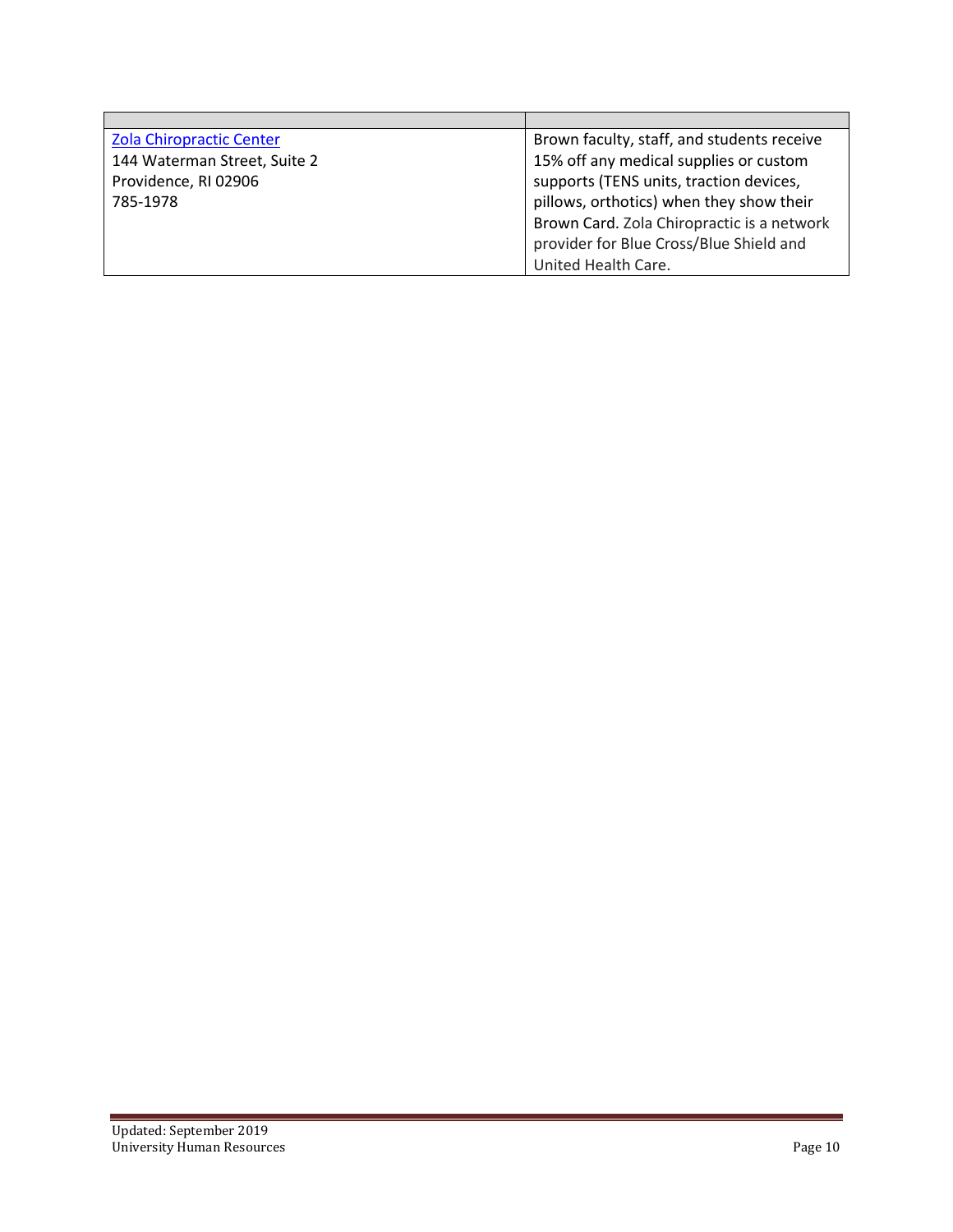| | |
|---|---|
| [Zola Chiropractic Center](#)<br>144 Waterman Street, Suite 2<br>Providence, RI 02906<br>785-1978 | Brown faculty, staff, and students receive 15% off any medical supplies or custom supports (TENS units, traction devices, pillows, orthotics) when they show their Brown Card. Zola Chiropractic is a network provider for Blue Cross/Blue Shield and United Health Care. |

Updated: September 2019
University Human Resources